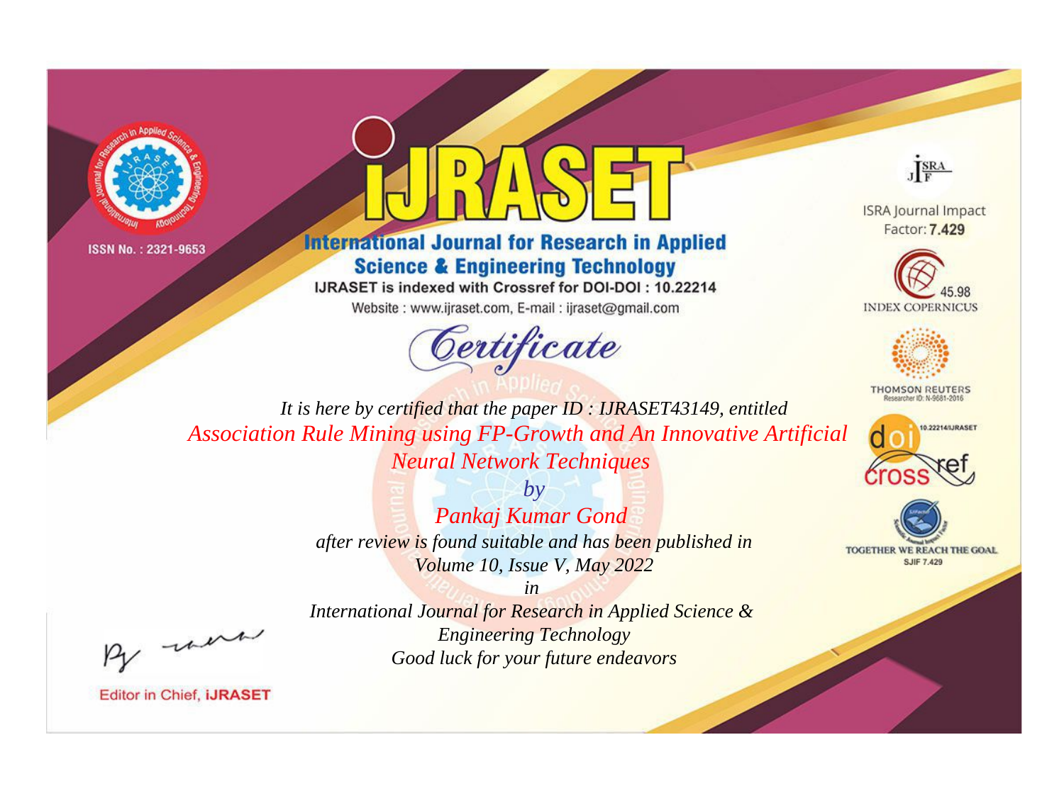ISSN No. : 2321-9653

# iJRASET

## International Journal for Research in Applied Science & Engineering Technology

IJRASET is indexed with Crossref for DOI-DOI : 10.22214

Website : www.ijraset.com, E-mail : ijraset@gmail.com

ISRA Journal Impact Factor: **7.429**

45.98 INDEX COPERNICUS

THOMSON REUTERS Researcher ID: N-9681-2016

10.22214/IJRASET

TOGETHER WE REACH THE GOAL SJIF 7.429

*Certificate*

*It is here by certified that the paper ID : IJRASET43149, entitled*

*Association Rule Mining using FP-Growth and An Innovative Artificial Neural Network Techniques*

*by*

*Pankaj Kumar Gond*

*after review is found suitable and has been published in*

*Volume 10, Issue V, May 2022*

*in*

*International Journal for Research in Applied Science & Engineering Technology*

*Good luck for your future endeavors*

Editor in Chief, **iJRASET**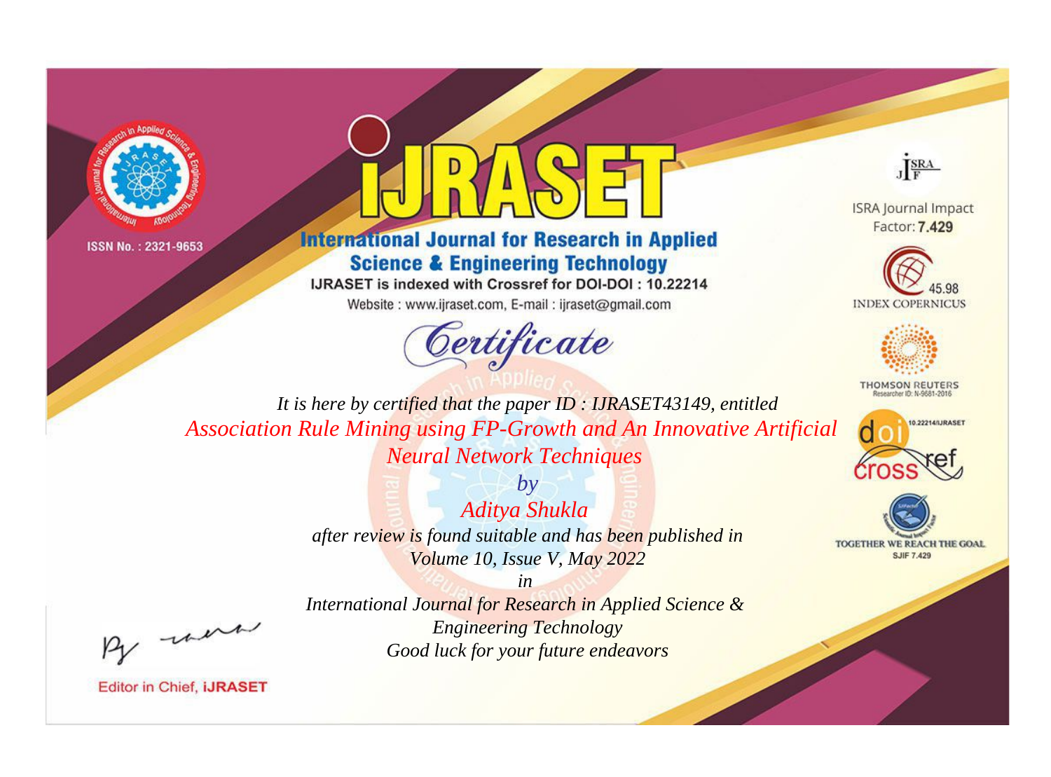ISSN No. : 2321-9653

# iJRASET

## International Journal for Research in Applied Science & Engineering Technology

IJRASET is indexed with Crossref for DOI-DOI : 10.22214

Website : www.ijraset.com, E-mail : ijraset@gmail.com

ISRA Journal Impact Factor: **7.429**

45.98 INDEX COPERNICUS

THOMSON REUTERS Researcher ID: N-9681-2016

10.22214/IJRASET

TOGETHER WE REACH THE GOAL SJIF 7.429

# *Certificate*

*It is here by certified that the paper ID : IJRASET43149, entitled*

*Association Rule Mining using FP-Growth and An Innovative Artificial Neural Network Techniques*

*by*

*Aditya Shukla*

*after review is found suitable and has been published in*

*Volume 10, Issue V, May 2022*

*in*

*International Journal for Research in Applied Science & Engineering Technology*

*Good luck for your future endeavors*

Editor in Chief, **iJRASET**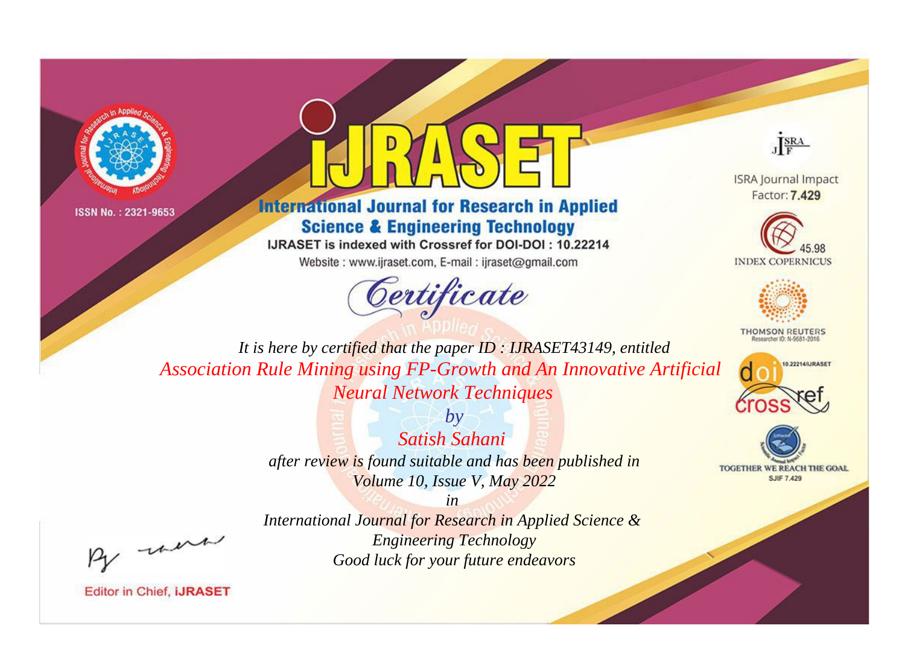ISSN No. : 2321-9653

# iJRASET

## International Journal for Research in Applied Science & Engineering Technology

IJRASET is indexed with Crossref for DOI-DOI : 10.22214

Website : www.ijraset.com, E-mail : ijraset@gmail.com

ISRA Journal Impact Factor: **7.429**

45.98 INDEX COPERNICUS

THOMSON REUTERS Researcher ID: N-9681-2016

10.22214/IJRASET

TOGETHER WE REACH THE GOAL SJIF 7.429

*Certificate*

*It is here by certified that the paper ID : IJRASET43149, entitled*

*Association Rule Mining using FP-Growth and An Innovative Artificial Neural Network Techniques*

*by*

*Satish Sahani*

*after review is found suitable and has been published in*

*Volume 10, Issue V, May 2022*

*in*

*International Journal for Research in Applied Science & Engineering Technology*

*Good luck for your future endeavors*

Editor in Chief, iJRASET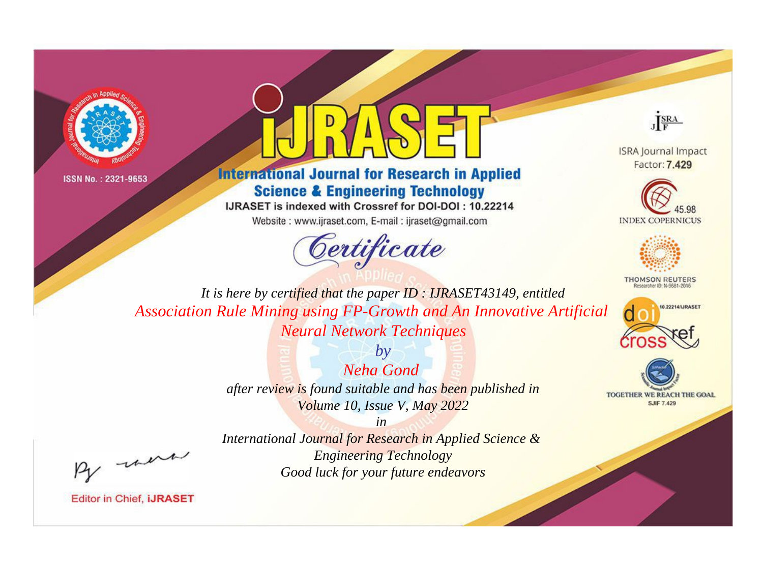ISSN No. : 2321-9653

# IJRASET

## International Journal for Research in Applied Science & Engineering Technology

IJRASET is indexed with Crossref for DOI-DOI : 10.22214

Website : www.ijraset.com, E-mail : ijraset@gmail.com

*Certificate*

*It is here by certified that the paper ID : IJRASET43149, entitled*

*Association Rule Mining using FP-Growth and An Innovative Artificial Neural Network Techniques*

*by*

*Neha Gond*

*after review is found suitable and has been published in*

*Volume 10, Issue V, May 2022*

*in*

*International Journal for Research in Applied Science & Engineering Technology*

*Good luck for your future endeavors*

Editor in Chief, iJRASET

ISRA Journal Impact Factor: **7.429**

45.98 INDEX COPERNICUS

THOMSON REUTERS Researcher ID: N-9681-2016

10.22214/IJRASET

TOGETHER WE REACH THE GOAL SJIF 7.429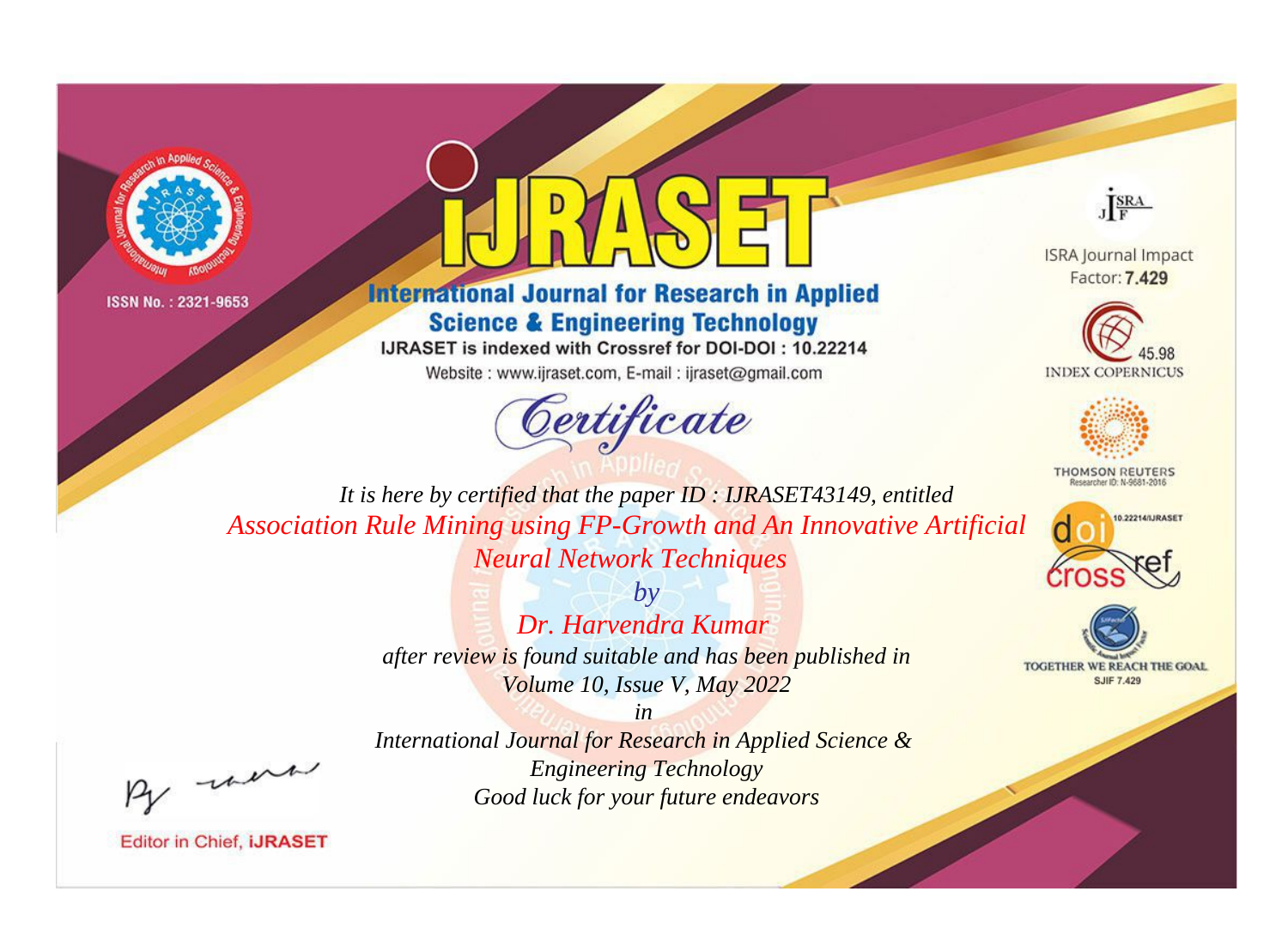ISSN No. : 2321-9653

# iJRASET

## International Journal for Research in Applied Science & Engineering Technology

IJRASET is indexed with Crossref for DOI-DOI : 10.22214

Website : www.ijraset.com, E-mail : ijraset@gmail.com

ISRA Journal Impact Factor: **7.429**

45.98 INDEX COPERNICUS

THOMSON REUTERS Researcher ID: N-9681-2016

10.22214/IJRASET

TOGETHER WE REACH THE GOAL SJIF 7.429

# *Certificate*

*It is here by certified that the paper ID : IJRASET43149, entitled*

*Association Rule Mining using FP-Growth and An Innovative Artificial Neural Network Techniques*

*by*

*Dr. Harvendra Kumar*

*after review is found suitable and has been published in*

*Volume 10, Issue V, May 2022*

*in*

*International Journal for Research in Applied Science & Engineering Technology*

*Good luck for your future endeavors*

Editor in Chief, **iJRASET**